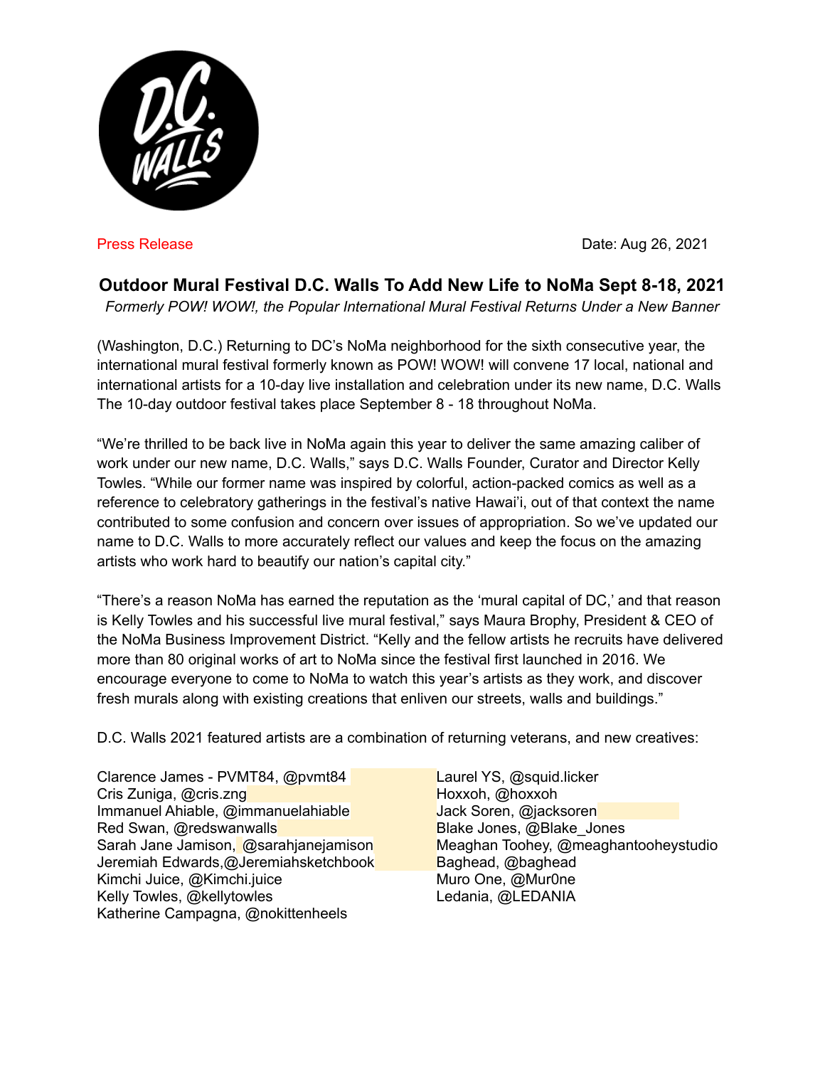Press Release

Date: Aug 26, 2021

# Outdoor Mural Festival D.C. Walls To Add New Life to NoMa Sept 8-18, 2021

*Formerly POW! WOW!, the Popular International Mural Festival Returns Under a New Banner*

(Washington, D.C.) Returning to DC's NoMa neighborhood for the sixth consecutive year, the international mural festival formerly known as POW! WOW! will convene 17 local, national and international artists for a 10-day live installation and celebration under its new name, D.C. Walls The 10-day outdoor festival takes place September 8 - 18 throughout NoMa.

"We're thrilled to be back live in NoMa again this year to deliver the same amazing caliber of work under our new name, D.C. Walls," says D.C. Walls Founder, Curator and Director Kelly Towles. "While our former name was inspired by colorful, action-packed comics as well as a reference to celebratory gatherings in the festival's native Hawai'i, out of that context the name contributed to some confusion and concern over issues of appropriation. So we've updated our name to D.C. Walls to more accurately reflect our values and keep the focus on the amazing artists who work hard to beautify our nation's capital city."

"There's a reason NoMa has earned the reputation as the 'mural capital of DC,' and that reason is Kelly Towles and his successful live mural festival," says Maura Brophy, President & CEO of the NoMa Business Improvement District. "Kelly and the fellow artists he recruits have delivered more than 80 original works of art to NoMa since the festival first launched in 2016. We encourage everyone to come to NoMa to watch this year's artists as they work, and discover fresh murals along with existing creations that enliven our streets, walls and buildings."

D.C. Walls 2021 featured artists are a combination of returning veterans, and new creatives:

Clarence James - PVMT84, @pvmt84
Cris Zuniga, @cris.zng
Immanuel Ahiable, @immanuelahiable
Red Swan, @redswanwalls
Sarah Jane Jamison, @sarahjanejamison
Jeremiah Edwards,@Jeremiahsketchbook
Kimchi Juice, @Kimchi.juice
Kelly Towles, @kellytowles
Katherine Campagna, @nokittenheels
Laurel YS, @squid.licker
Hoxxoh, @hoxxoh
Jack Soren, @jacksoren
Blake Jones, @Blake_Jones
Meaghan Toohey, @meaghantooheystudio
Baghead, @baghead
Muro One, @Mur0ne
Ledania, @LEDANIA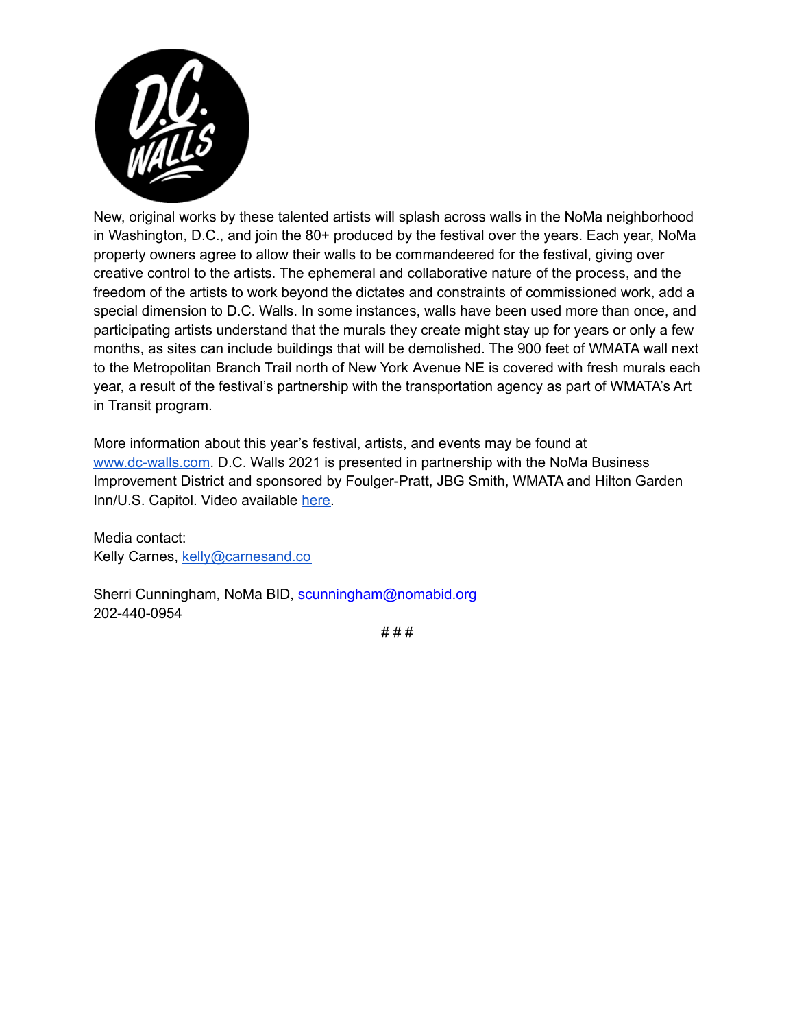New, original works by these talented artists will splash across walls in the NoMa neighborhood in Washington, D.C., and join the 80+ produced by the festival over the years. Each year, NoMa property owners agree to allow their walls to be commandeered for the festival, giving over creative control to the artists. The ephemeral and collaborative nature of the process, and the freedom of the artists to work beyond the dictates and constraints of commissioned work, add a special dimension to D.C. Walls. In some instances, walls have been used more than once, and participating artists understand that the murals they create might stay up for years or only a few months, as sites can include buildings that will be demolished. The 900 feet of WMATA wall next to the Metropolitan Branch Trail north of New York Avenue NE is covered with fresh murals each year, a result of the festival's partnership with the transportation agency as part of WMATA's Art in Transit program.

More information about this year's festival, artists, and events may be found at [www.dc-walls.com](www.dc-walls.com). D.C. Walls 2021 is presented in partnership with the NoMa Business Improvement District and sponsored by Foulger-Pratt, JBG Smith, WMATA and Hilton Garden Inn/U.S. Capitol. Video available [here]().

Media contact:
Kelly Carnes, kelly@carnesand.co

Sherri Cunningham, NoMa BID, scunningham@nomabid.org
202-440-0954

# # #